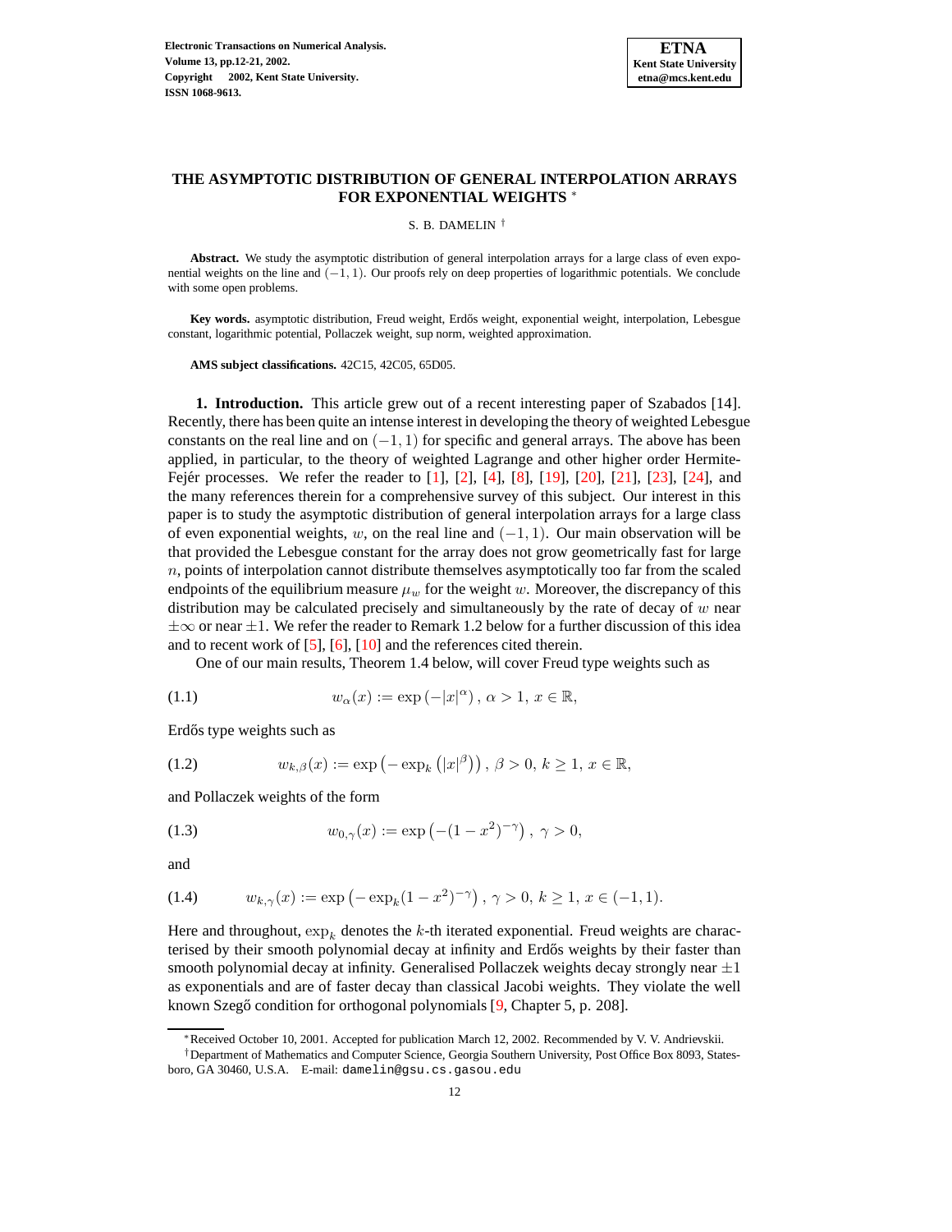# THE ASYMPTOTIC DISTRIBUTION OF GENERAL INTERPOLATION ARRAYS FOR EXPONENTIAL WEIGHTS *

S. B. DAMELIN †

**Abstract.** We study the asymptotic distribution of general interpolation arrays for a large class of even exponential weights on the line and $(-1,1)$. Our proofs rely on deep properties of logarithmic potentials. We conclude with some open problems.

**Key words.** asymptotic distribution, Freud weight, Erdős weight, exponential weight, interpolation, Lebesgue constant, logarithmic potential, Pollaczek weight, sup norm, weighted approximation.

**AMS subject classifications.** 42C15, 42C05, 65D05.

**1. Introduction.** This article grew out of a recent interesting paper of Szabados [14]. Recently, there has been quite an intense interest in developing the theory of weighted Lebesgue constants on the real line and on $(-1,1)$ for specific and general arrays. The above has been applied, in particular, to the theory of weighted Lagrange and other higher order Hermite-Fejér processes. We refer the reader to [1], [2], [4], [8], [19], [20], [21], [23], [24], and the many references therein for a comprehensive survey of this subject. Our interest in this paper is to study the asymptotic distribution of general interpolation arrays for a large class of even exponential weights, $w$, on the real line and $(-1,1)$. Our main observation will be that provided the Lebesgue constant for the array does not grow geometrically fast for large $n$, points of interpolation cannot distribute themselves asymptotically too far from the scaled endpoints of the equilibrium measure $\mu_w$ for the weight $w$. Moreover, the discrepancy of this distribution may be calculated precisely and simultaneously by the rate of decay of $w$ near $\pm\infty$ or near $\pm 1$. We refer the reader to Remark 1.2 below for a further discussion of this idea and to recent work of [5], [6], [10] and the references cited therein.

One of our main results, Theorem 1.4 below, will cover Freud type weights such as

$$w_\alpha(x) := \exp\left(-|x|^\alpha\right),\ \alpha > 1,\ x \in \mathbb{R}, \tag{1.1}$$

Erdős type weights such as

$$w_{k,\beta}(x) := \exp\left(-\exp_k\left(|x|^\beta\right)\right),\ \beta > 0,\ k \geq 1,\ x \in \mathbb{R}, \tag{1.2}$$

and Pollaczek weights of the form

$$w_{0,\gamma}(x) := \exp\left(-(1-x^2)^{-\gamma}\right),\ \gamma > 0, \tag{1.3}$$

and

$$w_{k,\gamma}(x) := \exp\left(-\exp_k(1-x^2)^{-\gamma}\right),\ \gamma > 0,\ k \geq 1,\ x \in (-1,1). \tag{1.4}$$

Here and throughout, $\exp_k$ denotes the $k$-th iterated exponential. Freud weights are characterised by their smooth polynomial decay at infinity and Erdős weights by their faster than smooth polynomial decay at infinity. Generalised Pollaczek weights decay strongly near $\pm 1$ as exponentials and are of faster decay than classical Jacobi weights. They violate the well known Szegő condition for orthogonal polynomials [9, Chapter 5, p. 208].

*Received October 10, 2001. Accepted for publication March 12, 2002. Recommended by V. V. Andrievskii.

†Department of Mathematics and Computer Science, Georgia Southern University, Post Office Box 8093, Statesboro, GA 30460, U.S.A. E-mail: damelin@gsu.cs.gasou.edu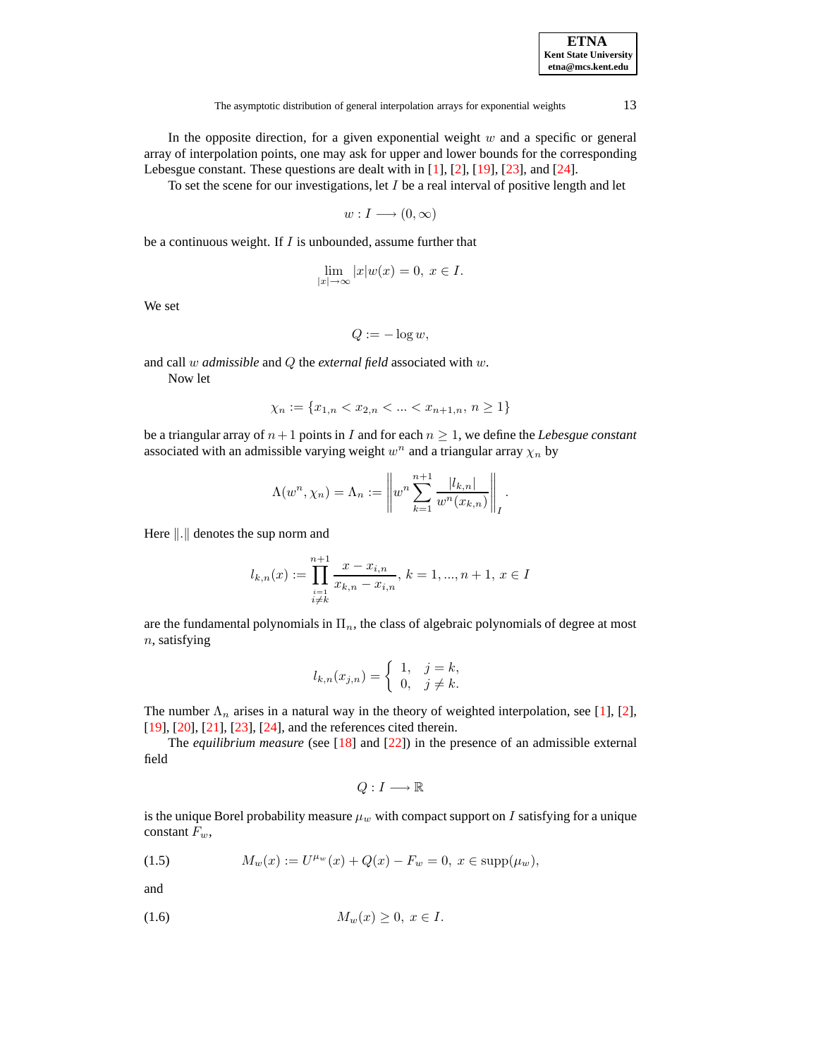In the opposite direction, for a given exponential weight $w$ and a specific or general array of interpolation points, one may ask for upper and lower bounds for the corresponding Lebesgue constant. These questions are dealt with in [1], [2], [19], [23], and [24].

To set the scene for our investigations, let $I$ be a real interval of positive length and let

$$w : I \longrightarrow (0, \infty)$$

be a continuous weight. If $I$ is unbounded, assume further that

$$\lim_{|x|\to\infty} |x|w(x) = 0, \; x \in I.$$

We set

$$Q := -\log w,$$

and call $w$ *admissible* and $Q$ the *external field* associated with $w$.

Now let

$$\chi_n := \{x_{1,n} < x_{2,n} < ... < x_{n+1,n}, \; n \geq 1\}$$

be a triangular array of $n+1$ points in $I$ and for each $n \geq 1$, we define the *Lebesgue constant* associated with an admissible varying weight $w^n$ and a triangular array $\chi_n$ by

$$\Lambda(w^n, \chi_n) = \Lambda_n := \left\| w^n \sum_{k=1}^{n+1} \frac{|l_{k,n}|}{w^n(x_{k,n})} \right\|_I .$$

Here $\|.\|$ denotes the sup norm and

$$l_{k,n}(x) := \prod_{\substack{i=1 \\ i\neq k}}^{n+1} \frac{x - x_{i,n}}{x_{k,n} - x_{i,n}}, \; k = 1, ..., n+1, \; x \in I$$

are the fundamental polynomials in $\Pi_n$, the class of algebraic polynomials of degree at most $n$, satisfying

$$l_{k,n}(x_{j,n}) = \begin{cases} 1, & j = k, \\ 0, & j \neq k. \end{cases}$$

The number $\Lambda_n$ arises in a natural way in the theory of weighted interpolation, see [1], [2], [19], [20], [21], [23], [24], and the references cited therein.

The *equilibrium measure* (see [18] and [22]) in the presence of an admissible external field

$$Q : I \longrightarrow \mathbb{R}$$

is the unique Borel probability measure $\mu_w$ with compact support on $I$ satisfying for a unique constant $F_w$,

$$M_w(x) := U^{\mu_w}(x) + Q(x) - F_w = 0, \; x \in \text{supp}(\mu_w), \tag{1.5}$$

and

$$M_w(x) \geq 0, \; x \in I. \tag{1.6}$$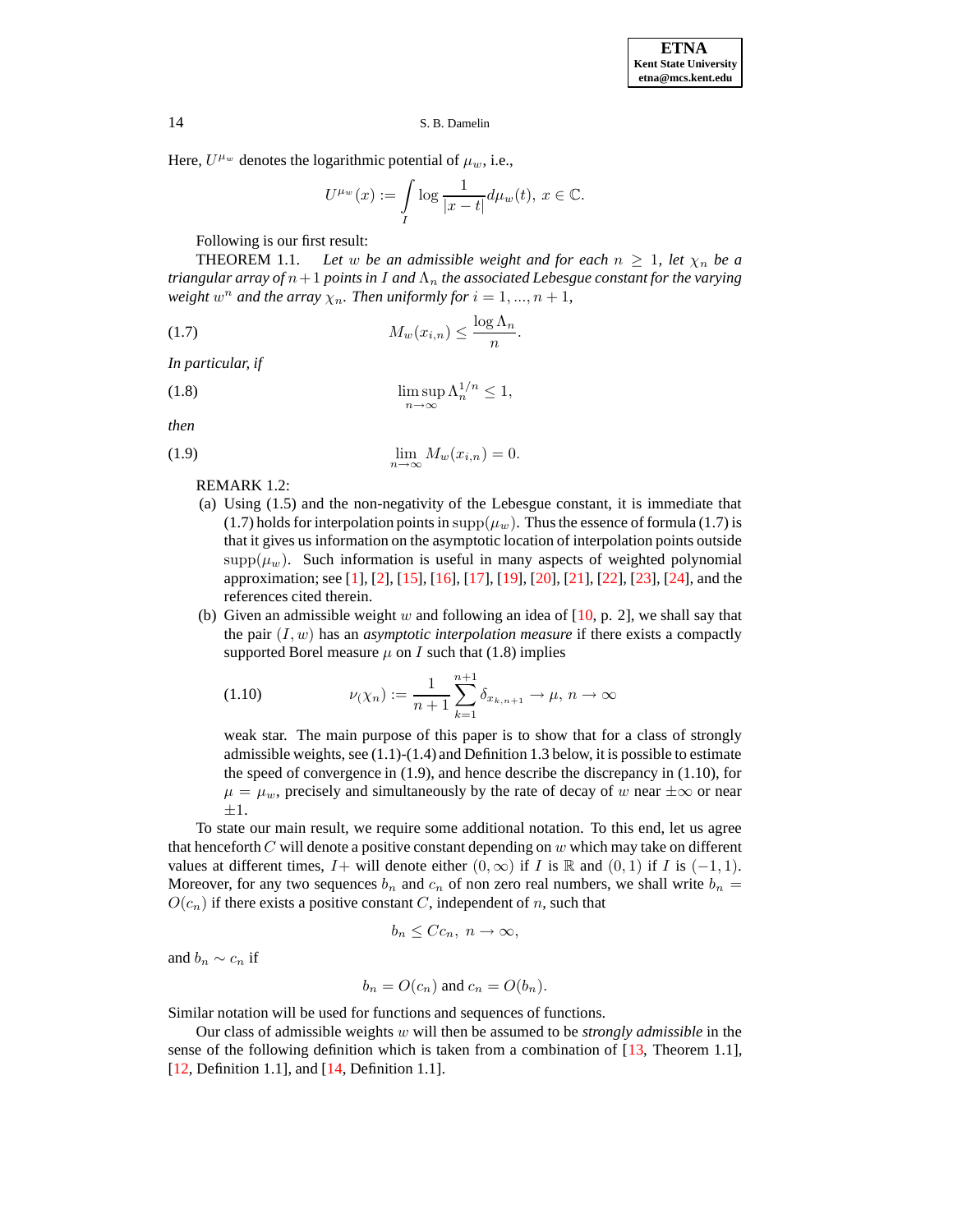Here, $U^{\mu_w}$ denotes the logarithmic potential of $\mu_w$, i.e.,

$$U^{\mu_w}(x) := \int_I \log \frac{1}{|x-t|} d\mu_w(t), \; x \in \mathbb{C}.$$

Following is our first result:

THEOREM 1.1. *Let $w$ be an admissible weight and for each $n \geq 1$, let $\chi_n$ be a triangular array of $n+1$ points in $I$ and $\Lambda_n$ the associated Lebesgue constant for the varying weight $w^n$ and the array $\chi_n$. Then uniformly for $i = 1, ..., n+1$,*

$$M_w(x_{i,n}) \leq \frac{\log \Lambda_n}{n}. \tag{1.7}$$

*In particular, if*

$$\limsup_{n\to\infty} \Lambda_n^{1/n} \leq 1, \tag{1.8}$$

*then*

$$\lim_{n\to\infty} M_w(x_{i,n}) = 0. \tag{1.9}$$

REMARK 1.2:

(a) Using (1.5) and the non-negativity of the Lebesgue constant, it is immediate that (1.7) holds for interpolation points in $\mathrm{supp}(\mu_w)$. Thus the essence of formula (1.7) is that it gives us information on the asymptotic location of interpolation points outside $\mathrm{supp}(\mu_w)$. Such information is useful in many aspects of weighted polynomial approximation; see [1], [2], [15], [16], [17], [19], [20], [21], [22], [23], [24], and the references cited therein.

(b) Given an admissible weight $w$ and following an idea of [10, p. 2], we shall say that the pair $(I, w)$ has an *asymptotic interpolation measure* if there exists a compactly supported Borel measure $\mu$ on $I$ such that (1.8) implies

$$\nu(\chi_n) := \frac{1}{n+1} \sum_{k=1}^{n+1} \delta_{x_{k,n+1}} \to \mu, \; n \to \infty \tag{1.10}$$

weak star. The main purpose of this paper is to show that for a class of strongly admissible weights, see (1.1)-(1.4) and Definition 1.3 below, it is possible to estimate the speed of convergence in (1.9), and hence describe the discrepancy in (1.10), for $\mu = \mu_w$, precisely and simultaneously by the rate of decay of $w$ near $\pm\infty$ or near $\pm 1$.

To state our main result, we require some additional notation. To this end, let us agree that henceforth $C$ will denote a positive constant depending on $w$ which may take on different values at different times, $I+$ will denote either $(0, \infty)$ if $I$ is $\mathbb{R}$ and $(0, 1)$ if $I$ is $(-1, 1)$. Moreover, for any two sequences $b_n$ and $c_n$ of non zero real numbers, we shall write $b_n = O(c_n)$ if there exists a positive constant $C$, independent of $n$, such that

$$b_n \leq C c_n, \; n \to \infty,$$

and $b_n \sim c_n$ if

$$b_n = O(c_n) \text{ and } c_n = O(b_n).$$

Similar notation will be used for functions and sequences of functions.

Our class of admissible weights $w$ will then be assumed to be *strongly admissible* in the sense of the following definition which is taken from a combination of [13, Theorem 1.1], [12, Definition 1.1], and [14, Definition 1.1].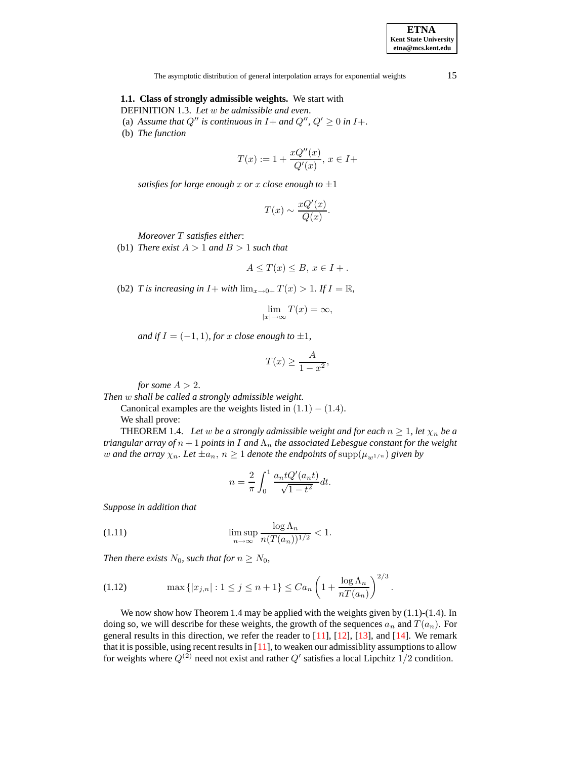### 1.1. Class of strongly admissible weights.

We start with

DEFINITION 1.3. *Let $w$ be admissible and even.*

(a) *Assume that $Q''$ is continuous in $I+$ and $Q''$, $Q' \geq 0$ in $I+$.*

(b) *The function*

$$T(x) := 1 + \frac{xQ''(x)}{Q'(x)},\ x \in I+$$

*satisfies for large enough $x$ or $x$ close enough to $\pm 1$*

$$T(x) \sim \frac{xQ'(x)}{Q(x)}.$$

*Moreover $T$ satisfies either:*

(b1) *There exist $A > 1$ and $B > 1$ such that*

$$A \leq T(x) \leq B,\ x \in I+.$$

(b2) *$T$ is increasing in $I+$ with $\lim_{x \to 0+} T(x) > 1$. If $I = \mathbb{R}$,*

$$\lim_{|x| \to \infty} T(x) = \infty,$$

*and if $I = (-1, 1)$, for $x$ close enough to $\pm 1$,*

$$T(x) \geq \frac{A}{1 - x^2},$$

*for some $A > 2$.*

*Then $w$ shall be called a strongly admissible weight.*

Canonical examples are the weights listed in $(1.1) - (1.4)$.

We shall prove:

THEOREM 1.4. *Let $w$ be a strongly admissible weight and for each $n \geq 1$, let $\chi_n$ be a triangular array of $n+1$ points in $I$ and $\Lambda_n$ the associated Lebesgue constant for the weight $w$ and the array $\chi_n$. Let $\pm a_n$, $n \geq 1$ denote the endpoints of $\operatorname{supp}(\mu_{w^{1/n}})$ given by*

$$n = \frac{2}{\pi} \int_0^1 \frac{a_n t Q'(a_n t)}{\sqrt{1 - t^2}} dt.$$

*Suppose in addition that*

$$\limsup_{n \to \infty} \frac{\log \Lambda_n}{n (T(a_n))^{1/2}} < 1. \tag{1.11}$$

*Then there exists $N_0$, such that for $n \geq N_0$,*

$$\max \{|x_{j,n}| : 1 \leq j \leq n+1\} \leq C a_n \left(1 + \frac{\log \Lambda_n}{n T(a_n)}\right)^{2/3}. \tag{1.12}$$

We now show how Theorem 1.4 may be applied with the weights given by (1.1)-(1.4). In doing so, we will describe for these weights, the growth of the sequences $a_n$ and $T(a_n)$. For general results in this direction, we refer the reader to [11], [12], [13], and [14]. We remark that it is possible, using recent results in [11], to weaken our admissiblity assumptions to allow for weights where $Q^{(2)}$ need not exist and rather $Q'$ satisfies a local Lipchitz $1/2$ condition.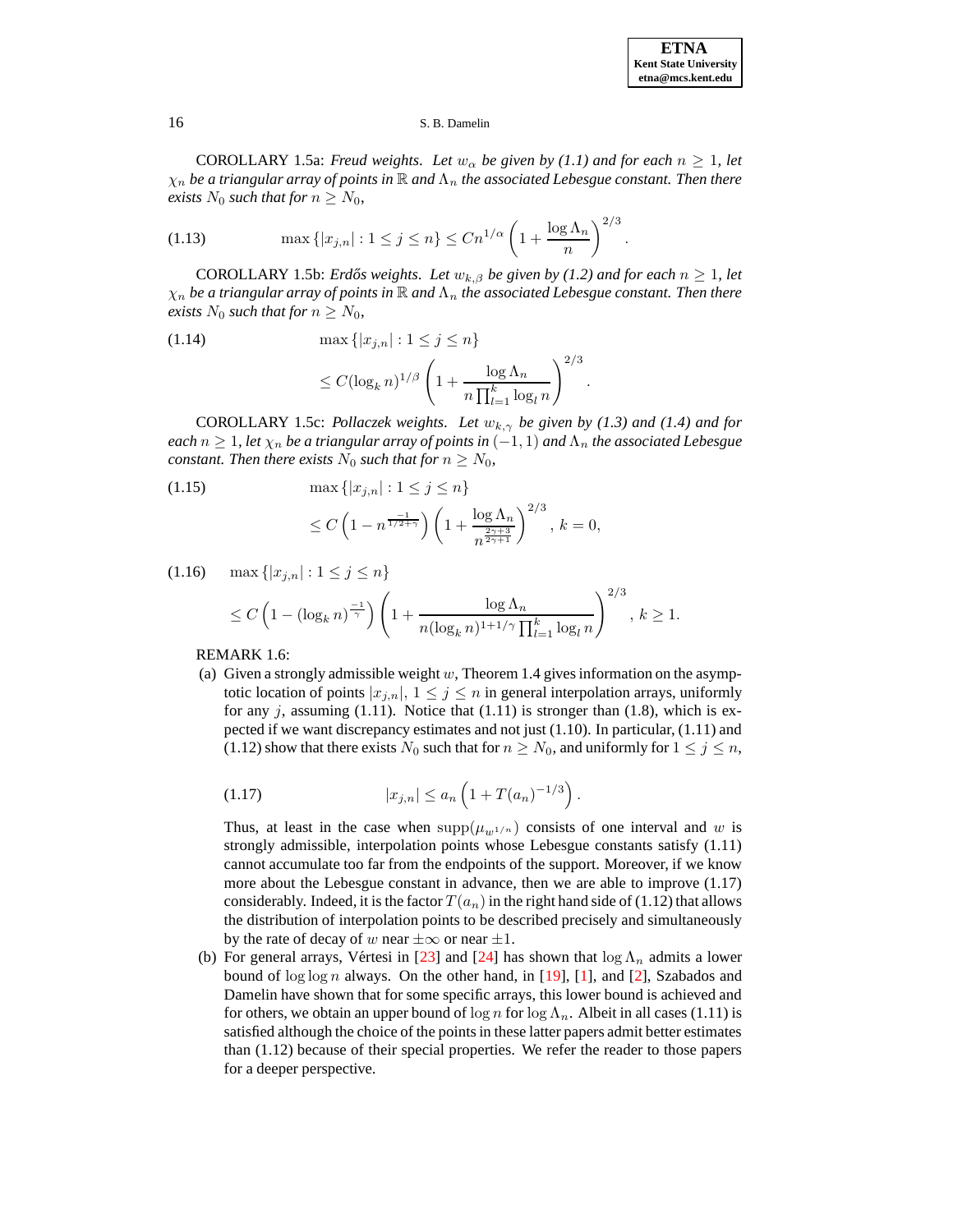COROLLARY 1.5a: *Freud weights. Let $w_\alpha$ be given by (1.1) and for each $n \geq 1$, let $\chi_n$ be a triangular array of points in $\mathbb{R}$ and $\Lambda_n$ the associated Lebesgue constant. Then there exists $N_0$ such that for $n \geq N_0$,*

$$\max\{|x_{j,n}| : 1 \leq j \leq n\} \leq C n^{1/\alpha}\left(1 + \frac{\log \Lambda_n}{n}\right)^{2/3}. \tag{1.13}$$

COROLLARY 1.5b: *Erdős weights. Let $w_{k,\beta}$ be given by (1.2) and for each $n \geq 1$, let $\chi_n$ be a triangular array of points in $\mathbb{R}$ and $\Lambda_n$ the associated Lebesgue constant. Then there exists $N_0$ such that for $n \geq N_0$,*

$$\begin{aligned} &\max\{|x_{j,n}| : 1 \leq j \leq n\} \\ &\leq C(\log_k n)^{1/\beta}\left(1 + \frac{\log \Lambda_n}{n\prod_{l=1}^{k}\log_l n}\right)^{2/3}. \end{aligned} \tag{1.14}$$

COROLLARY 1.5c: *Pollaczek weights. Let $w_{k,\gamma}$ be given by (1.3) and (1.4) and for each $n \geq 1$, let $\chi_n$ be a triangular array of points in $(-1,1)$ and $\Lambda_n$ the associated Lebesgue constant. Then there exists $N_0$ such that for $n \geq N_0$,*

$$\begin{aligned} &\max\{|x_{j,n}| : 1 \leq j \leq n\} \\ &\leq C\left(1 - n^{\frac{-1}{1/2+\gamma}}\right)\left(1 + \frac{\log \Lambda_n}{n^{\frac{2\gamma+3}{2\gamma+1}}}\right)^{2/3},\ k = 0, \end{aligned} \tag{1.15}$$

$$\begin{aligned} &\max\{|x_{j,n}| : 1 \leq j \leq n\} \\ &\leq C\left(1 - (\log_k n)^{\frac{-1}{\gamma}}\right)\left(1 + \frac{\log \Lambda_n}{n(\log_k n)^{1+1/\gamma}\prod_{l=1}^{k}\log_l n}\right)^{2/3},\ k \geq 1. \end{aligned} \tag{1.16}$$

REMARK 1.6:

(a) Given a strongly admissible weight $w$, Theorem 1.4 gives information on the asymptotic location of points $|x_{j,n}|$, $1 \leq j \leq n$ in general interpolation arrays, uniformly for any $j$, assuming (1.11). Notice that (1.11) is stronger than (1.8), which is expected if we want discrepancy estimates and not just (1.10). In particular, (1.11) and (1.12) show that there exists $N_0$ such that for $n \geq N_0$, and uniformly for $1 \leq j \leq n$,

$$|x_{j,n}| \leq a_n\left(1 + T(a_n)^{-1/3}\right). \tag{1.17}$$

Thus, at least in the case when $\mathrm{supp}(\mu_{w^{1/n}})$ consists of one interval and $w$ is strongly admissible, interpolation points whose Lebesgue constants satisfy (1.11) cannot accumulate too far from the endpoints of the support. Moreover, if we know more about the Lebesgue constant in advance, then we are able to improve (1.17) considerably. Indeed, it is the factor $T(a_n)$ in the right hand side of (1.12) that allows the distribution of interpolation points to be described precisely and simultaneously by the rate of decay of $w$ near $\pm\infty$ or near $\pm 1$.

(b) For general arrays, Vértesi in [23] and [24] has shown that $\log \Lambda_n$ admits a lower bound of $\log\log n$ always. On the other hand, in [19], [1], and [2], Szabados and Damelin have shown that for some specific arrays, this lower bound is achieved and for others, we obtain an upper bound of $\log n$ for $\log \Lambda_n$. Albeit in all cases (1.11) is satisfied although the choice of the points in these latter papers admit better estimates than (1.12) because of their special properties. We refer the reader to those papers for a deeper perspective.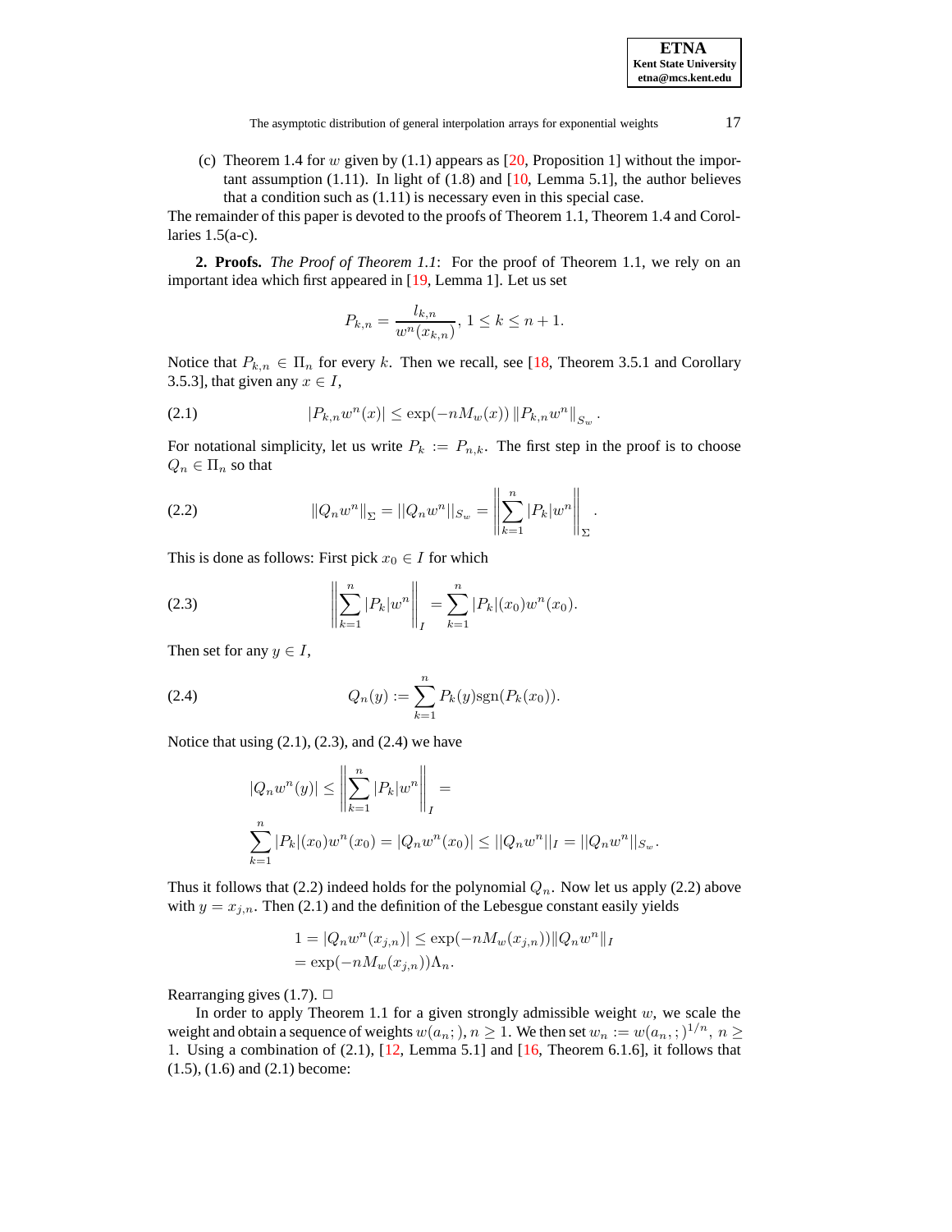(c) Theorem 1.4 for $w$ given by (1.1) appears as [20, Proposition 1] without the important assumption (1.11). In light of (1.8) and [10, Lemma 5.1], the author believes that a condition such as (1.11) is necessary even in this special case.

The remainder of this paper is devoted to the proofs of Theorem 1.1, Theorem 1.4 and Corollaries 1.5(a-c).

**2. Proofs.** *The Proof of Theorem 1.1*: For the proof of Theorem 1.1, we rely on an important idea which first appeared in [19, Lemma 1]. Let us set

$$P_{k,n} = \frac{l_{k,n}}{w^n(x_{k,n})},\ 1 \leq k \leq n+1.$$

Notice that $P_{k,n} \in \Pi_n$ for every $k$. Then we recall, see [18, Theorem 3.5.1 and Corollary 3.5.3], that given any $x \in I$,

$$|P_{k,n}w^n(x)| \leq \exp(-nM_w(x)) \, \|P_{k,n}w^n\|_{S_w}. \tag{2.1}$$

For notational simplicity, let us write $P_k := P_{n,k}$. The first step in the proof is to choose $Q_n \in \Pi_n$ so that

$$\|Q_n w^n\|_\Sigma = ||Q_n w^n||_{S_w} = \left\| \sum_{k=1}^{n} |P_k| w^n \right\|_\Sigma. \tag{2.2}$$

This is done as follows: First pick $x_0 \in I$ for which

$$\left\| \sum_{k=1}^{n} |P_k| w^n \right\|_I = \sum_{k=1}^{n} |P_k|(x_0) w^n(x_0). \tag{2.3}$$

Then set for any $y \in I$,

$$Q_n(y) := \sum_{k=1}^{n} P_k(y) \mathrm{sgn}(P_k(x_0)). \tag{2.4}$$

Notice that using (2.1), (2.3), and (2.4) we have

$$|Q_n w^n(y)| \leq \left\| \sum_{k=1}^{n} |P_k| w^n \right\|_I =$$
$$\sum_{k=1}^{n} |P_k|(x_0) w^n(x_0) = |Q_n w^n(x_0)| \leq ||Q_n w^n||_I = ||Q_n w^n||_{S_w}.$$

Thus it follows that (2.2) indeed holds for the polynomial $Q_n$. Now let us apply (2.2) above with $y = x_{j,n}$. Then (2.1) and the definition of the Lebesgue constant easily yields

$$1 = |Q_n w^n(x_{j,n})| \leq \exp(-nM_w(x_{j,n})) \|Q_n w^n\|_I$$
$$= \exp(-nM_w(x_{j,n})) \Lambda_n.$$

Rearranging gives (1.7). □

In order to apply Theorem 1.1 for a given strongly admissible weight $w$, we scale the weight and obtain a sequence of weights $w(a_n;), n \geq 1$. We then set $w_n := w(a_n, ;)^{1/n}$, $n \geq 1$. Using a combination of (2.1), [12, Lemma 5.1] and [16, Theorem 6.1.6], it follows that (1.5), (1.6) and (2.1) become: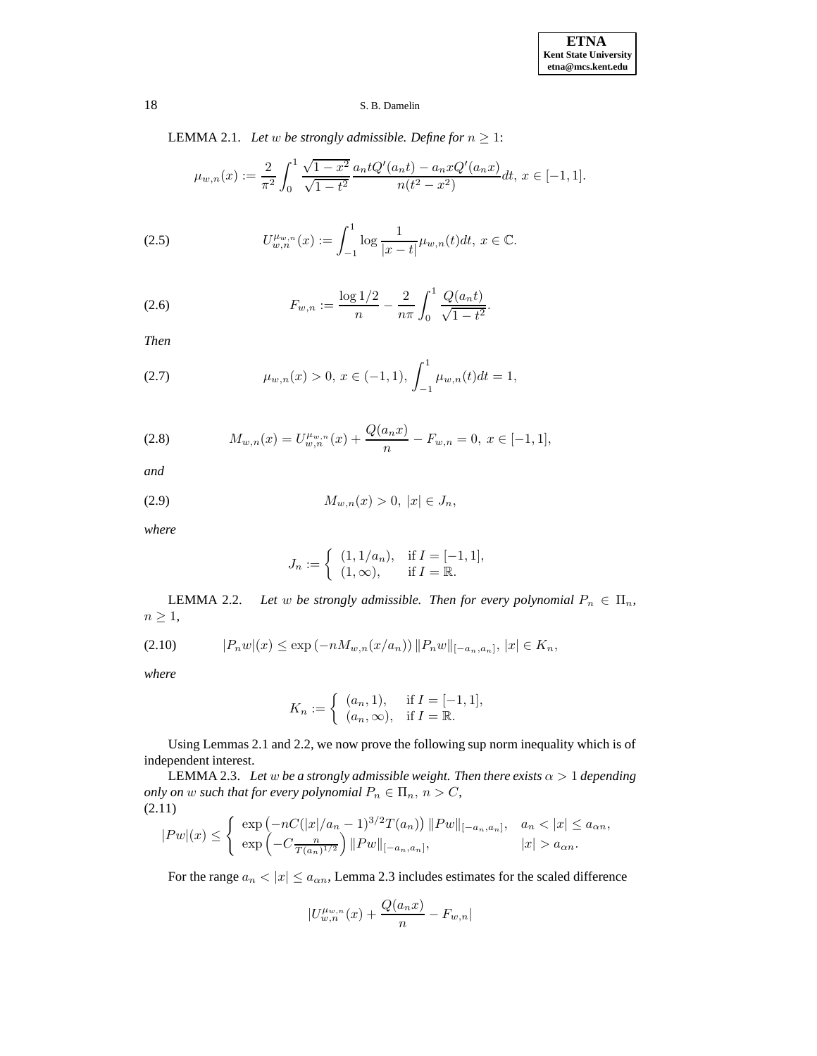LEMMA 2.1. *Let $w$ be strongly admissible. Define for $n \geq 1$:*

$$\mu_{w,n}(x) := \frac{2}{\pi^2} \int_0^1 \frac{\sqrt{1-x^2}}{\sqrt{1-t^2}} \frac{a_n t Q'(a_n t) - a_n x Q'(a_n x)}{n(t^2 - x^2)} dt, \; x \in [-1,1].$$

$$U_{w,n}^{\mu_{w,n}}(x) := \int_{-1}^1 \log \frac{1}{|x-t|} \mu_{w,n}(t) dt, \; x \in \mathbb{C}. \tag{2.5}$$

$$F_{w,n} := \frac{\log 1/2}{n} - \frac{2}{n\pi} \int_0^1 \frac{Q(a_n t)}{\sqrt{1-t^2}}. \tag{2.6}$$

*Then*

$$\mu_{w,n}(x) > 0, \; x \in (-1,1), \; \int_{-1}^1 \mu_{w,n}(t) dt = 1, \tag{2.7}$$

$$M_{w,n}(x) = U_{w,n}^{\mu_{w,n}}(x) + \frac{Q(a_n x)}{n} - F_{w,n} = 0, \; x \in [-1,1], \tag{2.8}$$

*and*

$$M_{w,n}(x) > 0, \; |x| \in J_n, \tag{2.9}$$

*where*

$$J_n := \begin{cases} (1, 1/a_n), & \text{if } I = [-1,1], \\ (1, \infty), & \text{if } I = \mathbb{R}. \end{cases}$$

LEMMA 2.2. *Let $w$ be strongly admissible. Then for every polynomial $P_n \in \Pi_n$, $n \geq 1$,*

$$|P_n w|(x) \leq \exp\left(-n M_{w,n}(x/a_n)\right) \|P_n w\|_{[-a_n, a_n]}, \; |x| \in K_n, \tag{2.10}$$

*where*

$$K_n := \begin{cases} (a_n, 1), & \text{if } I = [-1,1], \\ (a_n, \infty), & \text{if } I = \mathbb{R}. \end{cases}$$

Using Lemmas 2.1 and 2.2, we now prove the following sup norm inequality which is of independent interest.

LEMMA 2.3. *Let $w$ be a strongly admissible weight. Then there exists $\alpha > 1$ depending only on $w$ such that for every polynomial $P_n \in \Pi_n$, $n > C$,*

$$|Pw|(x) \leq \begin{cases} \exp\left(-nC(|x|/a_n - 1)^{3/2} T(a_n)\right) \|Pw\|_{[-a_n, a_n]}, & a_n < |x| \leq a_{\alpha n}, \\ \exp\left(-C \frac{n}{T(a_n)^{1/2}}\right) \|Pw\|_{[-a_n, a_n]}, & |x| > a_{\alpha n}. \end{cases} \tag{2.11}$$

For the range $a_n < |x| \leq a_{\alpha n}$, Lemma 2.3 includes estimates for the scaled difference

$$|U_{w,n}^{\mu_{w,n}}(x) + \frac{Q(a_n x)}{n} - F_{w,n}|$$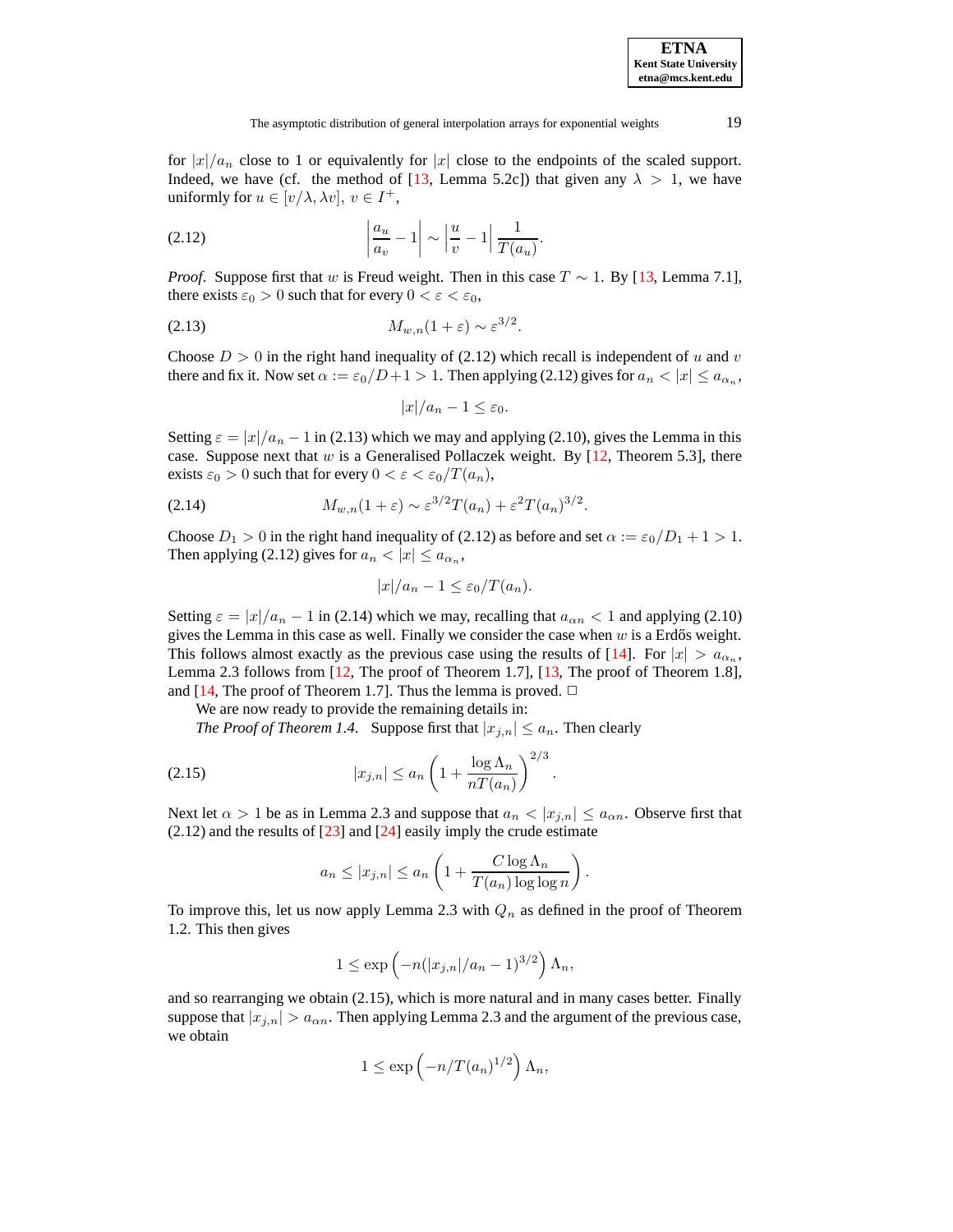for $|x|/a_n$ close to 1 or equivalently for $|x|$ close to the endpoints of the scaled support. Indeed, we have (cf. the method of [13, Lemma 5.2c]) that given any $\lambda > 1$, we have uniformly for $u \in [v/\lambda, \lambda v]$, $v \in I^+$,

$$\left|\frac{a_u}{a_v} - 1\right| \sim \left|\frac{u}{v} - 1\right| \frac{1}{T(a_u)}. \tag{2.12}$$

*Proof*. Suppose first that $w$ is Freud weight. Then in this case $T \sim 1$. By [13, Lemma 7.1], there exists $\varepsilon_0 > 0$ such that for every $0 < \varepsilon < \varepsilon_0$,

$$M_{w,n}(1+\varepsilon) \sim \varepsilon^{3/2}. \tag{2.13}$$

Choose $D > 0$ in the right hand inequality of (2.12) which recall is independent of $u$ and $v$ there and fix it. Now set $\alpha := \varepsilon_0/D + 1 > 1$. Then applying (2.12) gives for $a_n < |x| \le a_{\alpha_n}$,

$$|x|/a_n - 1 \le \varepsilon_0.$$

Setting $\varepsilon = |x|/a_n - 1$ in (2.13) which we may and applying (2.10), gives the Lemma in this case. Suppose next that $w$ is a Generalised Pollaczek weight. By [12, Theorem 5.3], there exists $\varepsilon_0 > 0$ such that for every $0 < \varepsilon < \varepsilon_0/T(a_n)$,

$$M_{w,n}(1+\varepsilon) \sim \varepsilon^{3/2}T(a_n) + \varepsilon^2 T(a_n)^{3/2}. \tag{2.14}$$

Choose $D_1 > 0$ in the right hand inequality of (2.12) as before and set $\alpha := \varepsilon_0/D_1 + 1 > 1$. Then applying (2.12) gives for $a_n < |x| \le a_{\alpha_n}$,

$$|x|/a_n - 1 \le \varepsilon_0/T(a_n).$$

Setting $\varepsilon = |x|/a_n - 1$ in (2.14) which we may, recalling that $a_{\alpha n} < 1$ and applying (2.10) gives the Lemma in this case as well. Finally we consider the case when $w$ is a Erdős weight. This follows almost exactly as the previous case using the results of [14]. For $|x| > a_{\alpha_n}$, Lemma 2.3 follows from [12, The proof of Theorem 1.7], [13, The proof of Theorem 1.8], and [14, The proof of Theorem 1.7]. Thus the lemma is proved. □

We are now ready to provide the remaining details in:

*The Proof of Theorem 1.4.* Suppose first that $|x_{j,n}| \le a_n$. Then clearly

$$|x_{j,n}| \le a_n \left(1 + \frac{\log \Lambda_n}{nT(a_n)}\right)^{2/3}. \tag{2.15}$$

Next let $\alpha > 1$ be as in Lemma 2.3 and suppose that $a_n < |x_{j,n}| \le a_{\alpha n}$. Observe first that (2.12) and the results of [23] and [24] easily imply the crude estimate

$$a_n \le |x_{j,n}| \le a_n \left(1 + \frac{C \log \Lambda_n}{T(a_n) \log\log n}\right).$$

To improve this, let us now apply Lemma 2.3 with $Q_n$ as defined in the proof of Theorem 1.2. This then gives

$$1 \le \exp\left(-n(|x_{j,n}|/a_n - 1)^{3/2}\right)\Lambda_n,$$

and so rearranging we obtain (2.15), which is more natural and in many cases better. Finally suppose that $|x_{j,n}| > a_{\alpha n}$. Then applying Lemma 2.3 and the argument of the previous case, we obtain

$$1 \le \exp\left(-n/T(a_n)^{1/2}\right)\Lambda_n,$$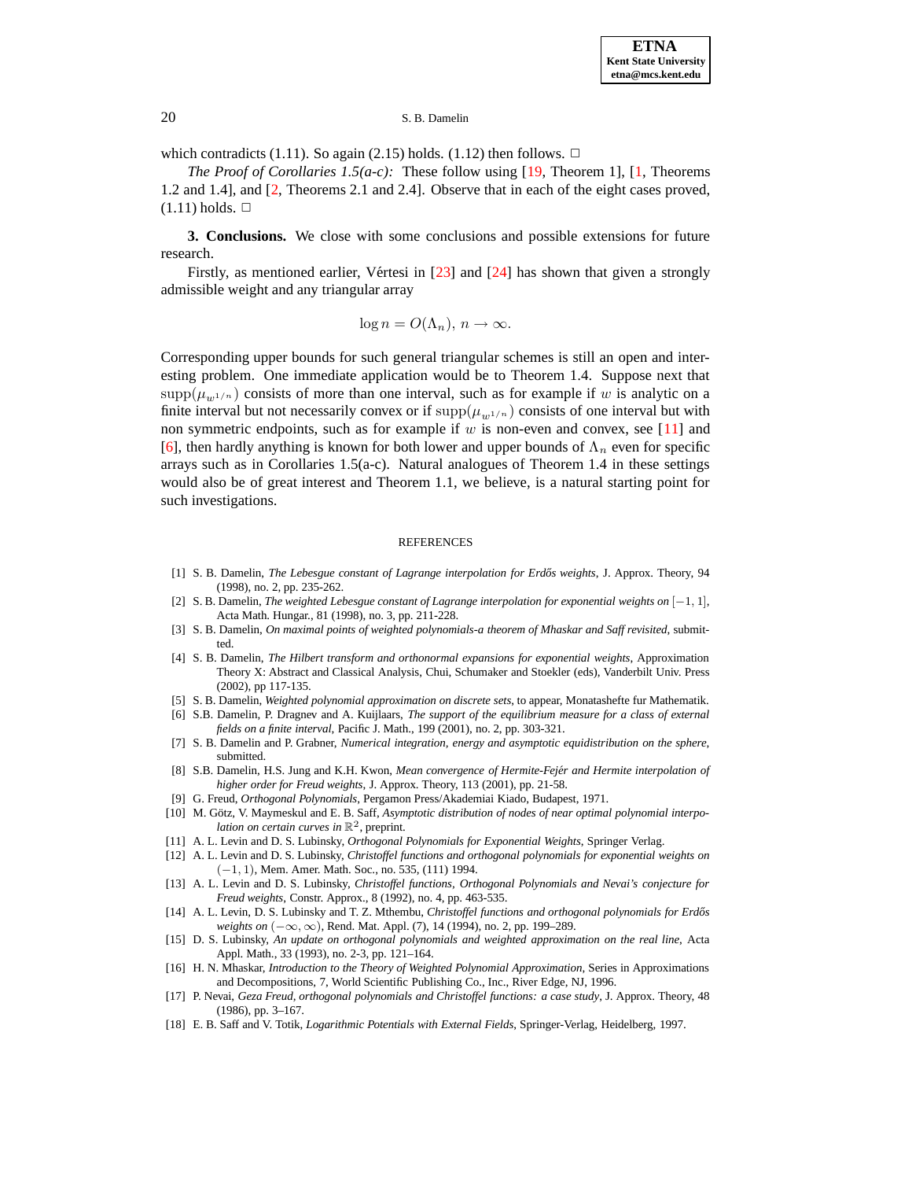which contradicts (1.11). So again (2.15) holds. (1.12) then follows. □

*The Proof of Corollaries 1.5(a-c):* These follow using [19, Theorem 1], [1, Theorems 1.2 and 1.4], and [2, Theorems 2.1 and 2.4]. Observe that in each of the eight cases proved, (1.11) holds. □

**3. Conclusions.** We close with some conclusions and possible extensions for future research.

Firstly, as mentioned earlier, Vértesi in [23] and [24] has shown that given a strongly admissible weight and any triangular array

$$\log n = O(\Lambda_n),\ n \to \infty.$$

Corresponding upper bounds for such general triangular schemes is still an open and interesting problem. One immediate application would be to Theorem 1.4. Suppose next that $\mathrm{supp}(\mu_{w^{1/n}})$ consists of more than one interval, such as for example if $w$ is analytic on a finite interval but not necessarily convex or if $\mathrm{supp}(\mu_{w^{1/n}})$ consists of one interval but with non symmetric endpoints, such as for example if $w$ is non-even and convex, see [11] and [6], then hardly anything is known for both lower and upper bounds of $\Lambda_n$ even for specific arrays such as in Corollaries 1.5(a-c). Natural analogues of Theorem 1.4 in these settings would also be of great interest and Theorem 1.1, we believe, is a natural starting point for such investigations.

## REFERENCES

[1] S. B. Damelin, *The Lebesgue constant of Lagrange interpolation for Erdős weights*, J. Approx. Theory, 94 (1998), no. 2, pp. 235-262.

[2] S. B. Damelin, *The weighted Lebesgue constant of Lagrange interpolation for exponential weights on* $[-1,1]$, Acta Math. Hungar., 81 (1998), no. 3, pp. 211-228.

[3] S. B. Damelin, *On maximal points of weighted polynomials-a theorem of Mhaskar and Saff revisited*, submitted.

[4] S. B. Damelin, *The Hilbert transform and orthonormal expansions for exponential weights*, Approximation Theory X: Abstract and Classical Analysis, Chui, Schumaker and Stoekler (eds), Vanderbilt Univ. Press (2002), pp 117-135.

[5] S. B. Damelin, *Weighted polynomial approximation on discrete sets*, to appear, Monatashefte fur Mathematik.

[6] S.B. Damelin, P. Dragnev and A. Kuijlaars, *The support of the equilibrium measure for a class of external fields on a finite interval*, Pacific J. Math., 199 (2001), no. 2, pp. 303-321.

[7] S. B. Damelin and P. Grabner, *Numerical integration, energy and asymptotic equidistribution on the sphere*, submitted.

[8] S.B. Damelin, H.S. Jung and K.H. Kwon, *Mean convergence of Hermite-Fejér and Hermite interpolation of higher order for Freud weights*, J. Approx. Theory, 113 (2001), pp. 21-58.

[9] G. Freud, *Orthogonal Polynomials*, Pergamon Press/Akademiai Kiado, Budapest, 1971.

[10] M. Götz, V. Maymeskul and E. B. Saff, *Asymptotic distribution of nodes of near optimal polynomial interpolation on certain curves in* $\mathbb{R}^2$, preprint.

[11] A. L. Levin and D. S. Lubinsky, *Orthogonal Polynomials for Exponential Weights*, Springer Verlag.

[12] A. L. Levin and D. S. Lubinsky, *Christoffel functions and orthogonal polynomials for exponential weights on* $(-1,1)$, Mem. Amer. Math. Soc., no. 535, (111) 1994.

[13] A. L. Levin and D. S. Lubinsky, *Christoffel functions, Orthogonal Polynomials and Nevai's conjecture for Freud weights*, Constr. Approx., 8 (1992), no. 4, pp. 463-535.

[14] A. L. Levin, D. S. Lubinsky and T. Z. Mthembu, *Christoffel functions and orthogonal polynomials for Erdős weights on* $(-\infty,\infty)$, Rend. Mat. Appl. (7), 14 (1994), no. 2, pp. 199–289.

[15] D. S. Lubinsky, *An update on orthogonal polynomials and weighted approximation on the real line*, Acta Appl. Math., 33 (1993), no. 2-3, pp. 121–164.

[16] H. N. Mhaskar, *Introduction to the Theory of Weighted Polynomial Approximation*, Series in Approximations and Decompositions, 7, World Scientific Publishing Co., Inc., River Edge, NJ, 1996.

[17] P. Nevai, *Geza Freud, orthogonal polynomials and Christoffel functions: a case study*, J. Approx. Theory, 48 (1986), pp. 3–167.

[18] E. B. Saff and V. Totik, *Logarithmic Potentials with External Fields*, Springer-Verlag, Heidelberg, 1997.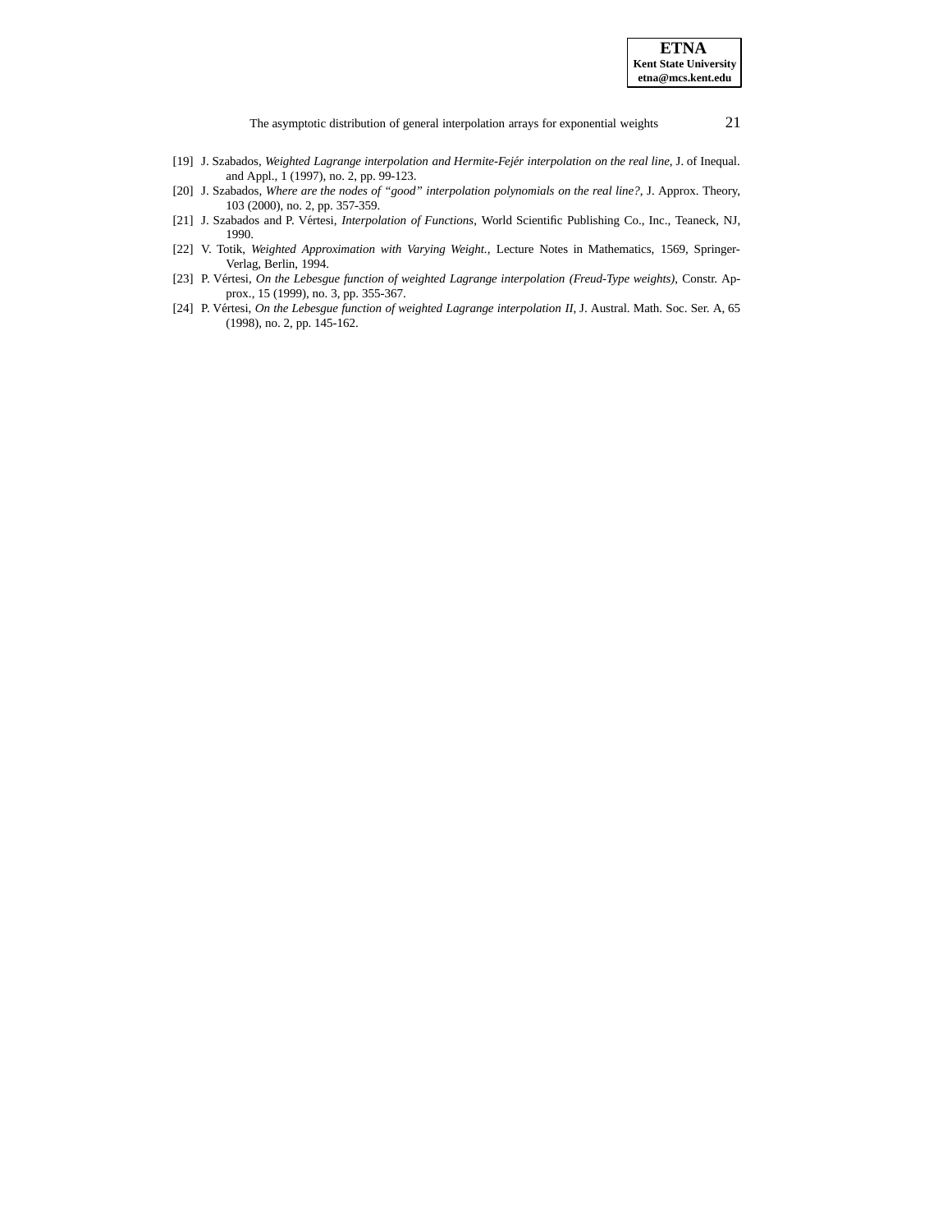[19] J. Szabados, *Weighted Lagrange interpolation and Hermite-Fejér interpolation on the real line*, J. of Inequal. and Appl., 1 (1997), no. 2, pp. 99-123.

[20] J. Szabados, *Where are the nodes of "good" interpolation polynomials on the real line?*, J. Approx. Theory, 103 (2000), no. 2, pp. 357-359.

[21] J. Szabados and P. Vértesi, *Interpolation of Functions*, World Scientific Publishing Co., Inc., Teaneck, NJ, 1990.

[22] V. Totik, *Weighted Approximation with Varying Weight.*, Lecture Notes in Mathematics, 1569, Springer-Verlag, Berlin, 1994.

[23] P. Vértesi, *On the Lebesgue function of weighted Lagrange interpolation (Freud-Type weights)*, Constr. Approx., 15 (1999), no. 3, pp. 355-367.

[24] P. Vértesi, *On the Lebesgue function of weighted Lagrange interpolation II*, J. Austral. Math. Soc. Ser. A, 65 (1998), no. 2, pp. 145-162.